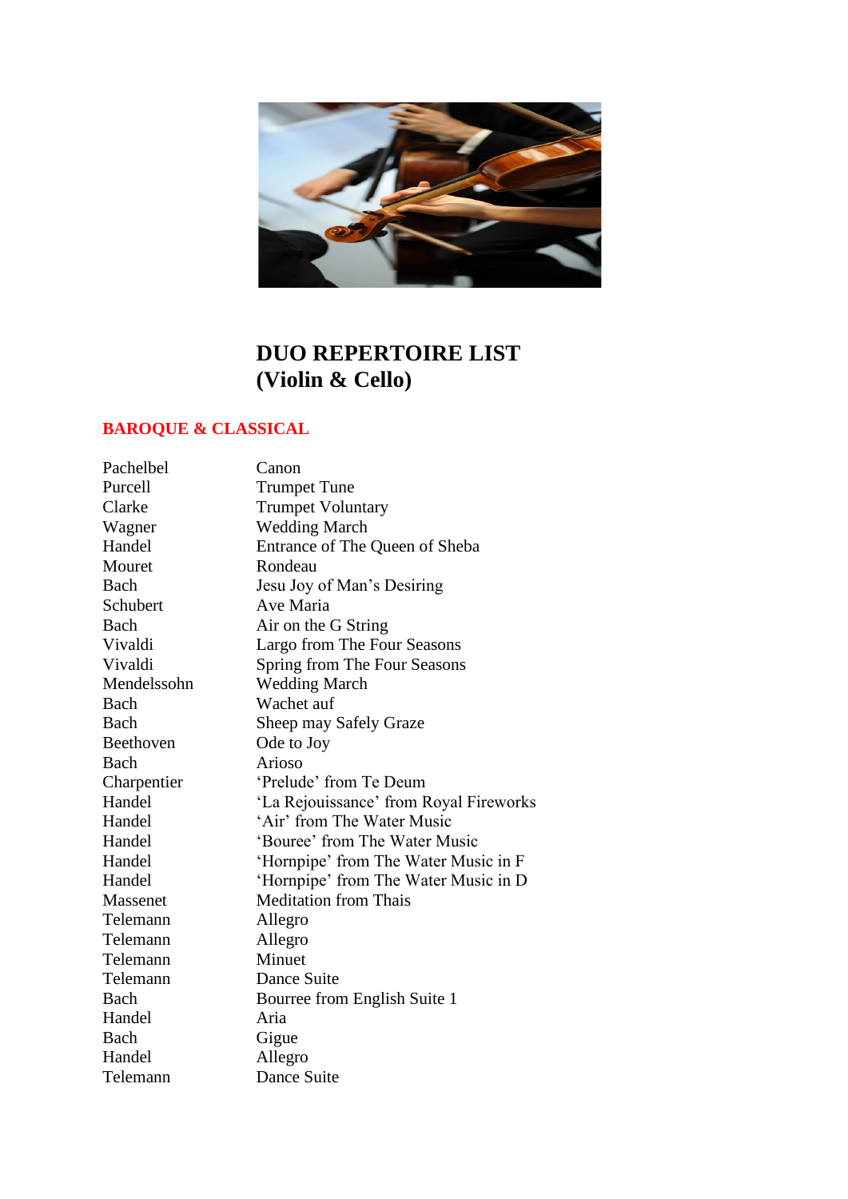# DUO REPERTOIRE LIST
# (Violin & Cello)

## BAROQUE & CLASSICAL

| | |
|---|---|
| Pachelbel | Canon |
| Purcell | Trumpet Tune |
| Clarke | Trumpet Voluntary |
| Wagner | Wedding March |
| Handel | Entrance of The Queen of Sheba |
| Mouret | Rondeau |
| Bach | Jesu Joy of Man’s Desiring |
| Schubert | Ave Maria |
| Bach | Air on the G String |
| Vivaldi | Largo from The Four Seasons |
| Vivaldi | Spring from The Four Seasons |
| Mendelssohn | Wedding March |
| Bach | Wachet auf |
| Bach | Sheep may Safely Graze |
| Beethoven | Ode to Joy |
| Bach | Arioso |
| Charpentier | ‘Prelude’ from Te Deum |
| Handel | ‘La Rejouissance’ from Royal Fireworks |
| Handel | ‘Air’ from The Water Music |
| Handel | ‘Bouree’ from The Water Music |
| Handel | ‘Hornpipe’ from The Water Music in F |
| Handel | ‘Hornpipe’ from The Water Music in D |
| Massenet | Meditation from Thais |
| Telemann | Allegro |
| Telemann | Allegro |
| Telemann | Minuet |
| Telemann | Dance Suite |
| Bach | Bourree from English Suite 1 |
| Handel | Aria |
| Bach | Gigue |
| Handel | Allegro |
| Telemann | Dance Suite |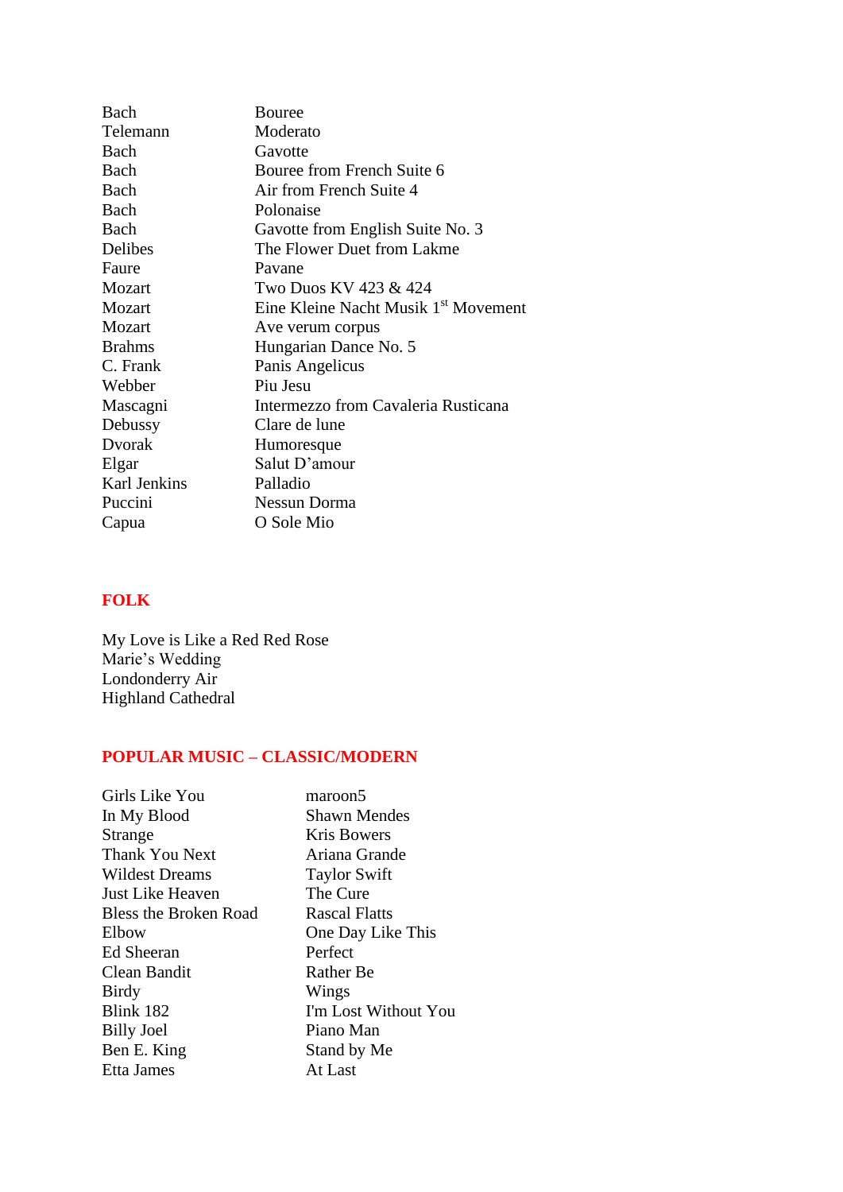| | |
|---|---|
| Bach | Bouree |
| Telemann | Moderato |
| Bach | Gavotte |
| Bach | Bouree from French Suite 6 |
| Bach | Air from French Suite 4 |
| Bach | Polonaise |
| Bach | Gavotte from English Suite No. 3 |
| Delibes | The Flower Duet from Lakme |
| Faure | Pavane |
| Mozart | Two Duos KV 423 & 424 |
| Mozart | Eine Kleine Nacht Musik 1st Movement |
| Mozart | Ave verum corpus |
| Brahms | Hungarian Dance No. 5 |
| C. Frank | Panis Angelicus |
| Webber | Piu Jesu |
| Mascagni | Intermezzo from Cavaleria Rusticana |
| Debussy | Clare de lune |
| Dvorak | Humoresque |
| Elgar | Salut D'amour |
| Karl Jenkins | Palladio |
| Puccini | Nessun Dorma |
| Capua | O Sole Mio |

## FOLK

My Love is Like a Red Red Rose
Marie's Wedding
Londonderry Air
Highland Cathedral

## POPULAR MUSIC – CLASSIC/MODERN

| | |
|---|---|
| Girls Like You | maroon5 |
| In My Blood | Shawn Mendes |
| Strange | Kris Bowers |
| Thank You Next | Ariana Grande |
| Wildest Dreams | Taylor Swift |
| Just Like Heaven | The Cure |
| Bless the Broken Road | Rascal Flatts |
| Elbow | One Day Like This |
| Ed Sheeran | Perfect |
| Clean Bandit | Rather Be |
| Birdy | Wings |
| Blink 182 | I'm Lost Without You |
| Billy Joel | Piano Man |
| Ben E. King | Stand by Me |
| Etta James | At Last |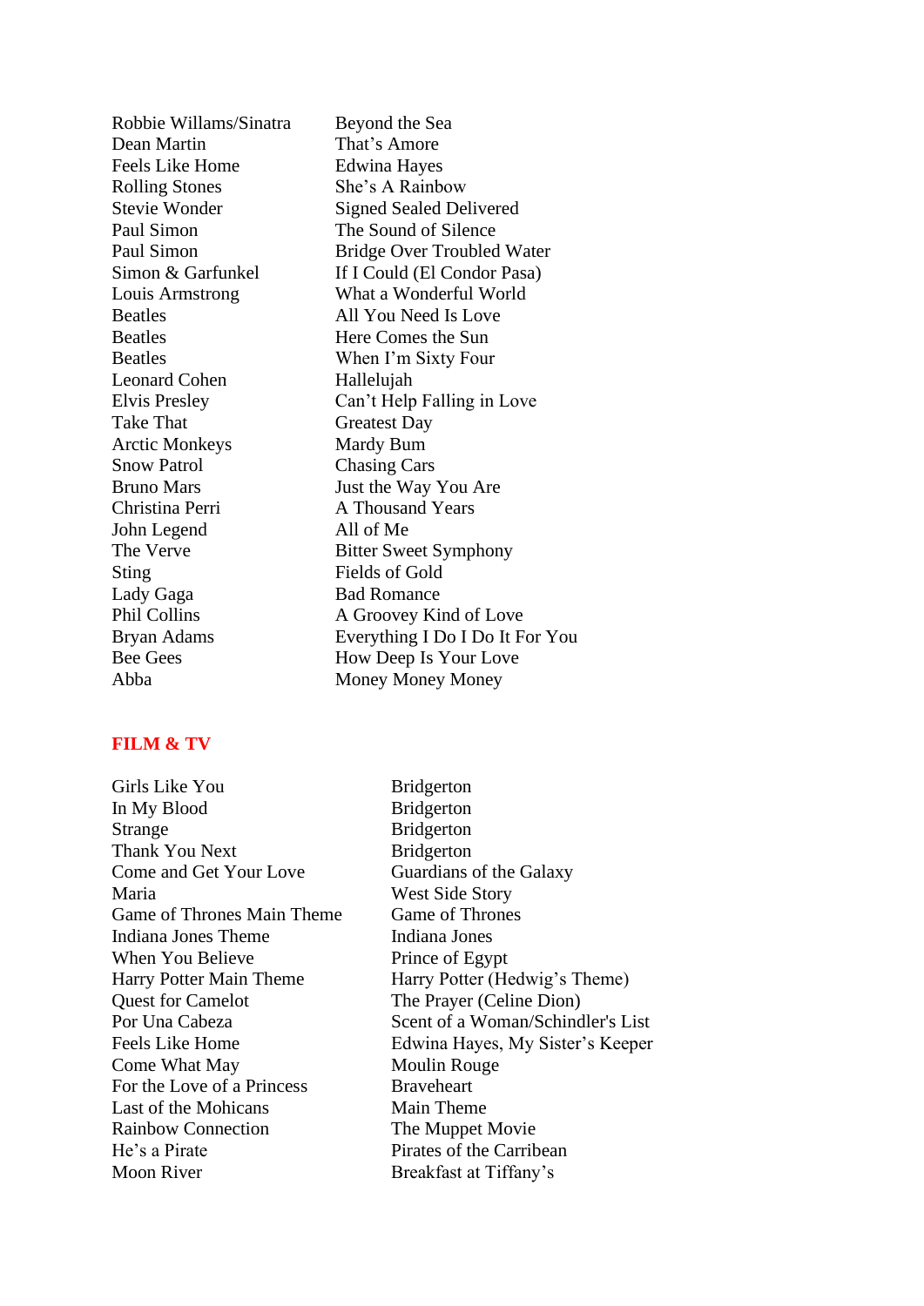| | |
|---|---|
| Robbie Willams/Sinatra | Beyond the Sea |
| Dean Martin | That's Amore |
| Feels Like Home | Edwina Hayes |
| Rolling Stones | She's A Rainbow |
| Stevie Wonder | Signed Sealed Delivered |
| Paul Simon | The Sound of Silence |
| Paul Simon | Bridge Over Troubled Water |
| Simon & Garfunkel | If I Could (El Condor Pasa) |
| Louis Armstrong | What a Wonderful World |
| Beatles | All You Need Is Love |
| Beatles | Here Comes the Sun |
| Beatles | When I'm Sixty Four |
| Leonard Cohen | Hallelujah |
| Elvis Presley | Can't Help Falling in Love |
| Take That | Greatest Day |
| Arctic Monkeys | Mardy Bum |
| Snow Patrol | Chasing Cars |
| Bruno Mars | Just the Way You Are |
| Christina Perri | A Thousand Years |
| John Legend | All of Me |
| The Verve | Bitter Sweet Symphony |
| Sting | Fields of Gold |
| Lady Gaga | Bad Romance |
| Phil Collins | A Groovey Kind of Love |
| Bryan Adams | Everything I Do I Do It For You |
| Bee Gees | How Deep Is Your Love |
| Abba | Money Money Money |

## FILM & TV

| | |
|---|---|
| Girls Like You | Bridgerton |
| In My Blood | Bridgerton |
| Strange | Bridgerton |
| Thank You Next | Bridgerton |
| Come and Get Your Love | Guardians of the Galaxy |
| Maria | West Side Story |
| Game of Thrones Main Theme | Game of Thrones |
| Indiana Jones Theme | Indiana Jones |
| When You Believe | Prince of Egypt |
| Harry Potter Main Theme | Harry Potter (Hedwig's Theme) |
| Quest for Camelot | The Prayer (Celine Dion) |
| Por Una Cabeza | Scent of a Woman/Schindler's List |
| Feels Like Home | Edwina Hayes, My Sister's Keeper |
| Come What May | Moulin Rouge |
| For the Love of a Princess | Braveheart |
| Last of the Mohicans | Main Theme |
| Rainbow Connection | The Muppet Movie |
| He's a Pirate | Pirates of the Carribean |
| Moon River | Breakfast at Tiffany's |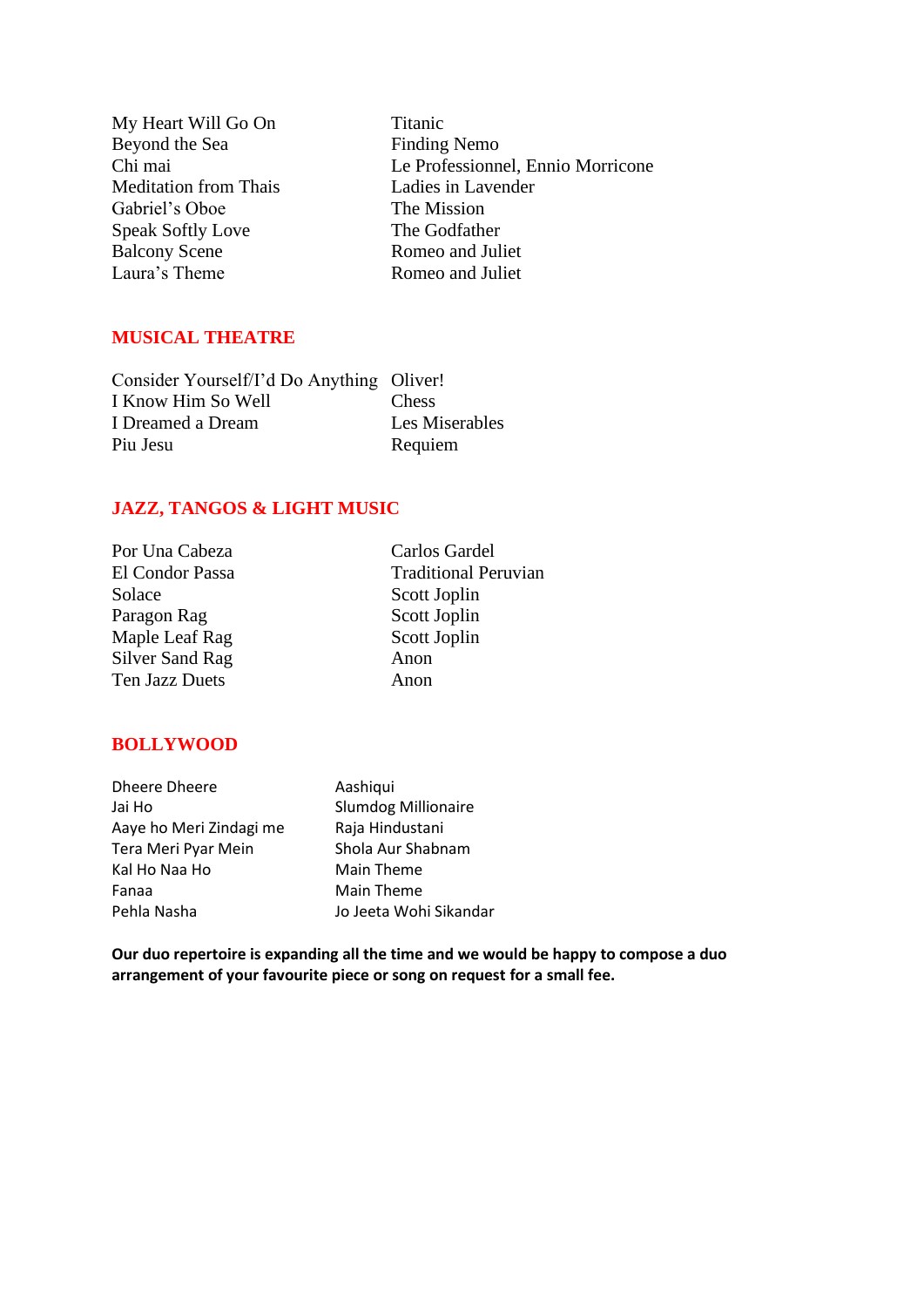| | |
|---|---|
| My Heart Will Go On | Titanic |
| Beyond the Sea | Finding Nemo |
| Chi mai | Le Professionnel, Ennio Morricone |
| Meditation from Thais | Ladies in Lavender |
| Gabriel's Oboe | The Mission |
| Speak Softly Love | The Godfather |
| Balcony Scene | Romeo and Juliet |
| Laura's Theme | Romeo and Juliet |

## MUSICAL THEATRE

| | |
|---|---|
| Consider Yourself/I'd Do Anything | Oliver! |
| I Know Him So Well | Chess |
| I Dreamed a Dream | Les Miserables |
| Piu Jesu | Requiem |

## JAZZ, TANGOS & LIGHT MUSIC

| | |
|---|---|
| Por Una Cabeza | Carlos Gardel |
| El Condor Passa | Traditional Peruvian |
| Solace | Scott Joplin |
| Paragon Rag | Scott Joplin |
| Maple Leaf Rag | Scott Joplin |
| Silver Sand Rag | Anon |
| Ten Jazz Duets | Anon |

## BOLLYWOOD

| | |
|---|---|
| Dheere Dheere | Aashiqui |
| Jai Ho | Slumdog Millionaire |
| Aaye ho Meri Zindagi me | Raja Hindustani |
| Tera Meri Pyar Mein | Shola Aur Shabnam |
| Kal Ho Naa Ho | Main Theme |
| Fanaa | Main Theme |
| Pehla Nasha | Jo Jeeta Wohi Sikandar |

**Our duo repertoire is expanding all the time and we would be happy to compose a duo arrangement of your favourite piece or song on request for a small fee.**